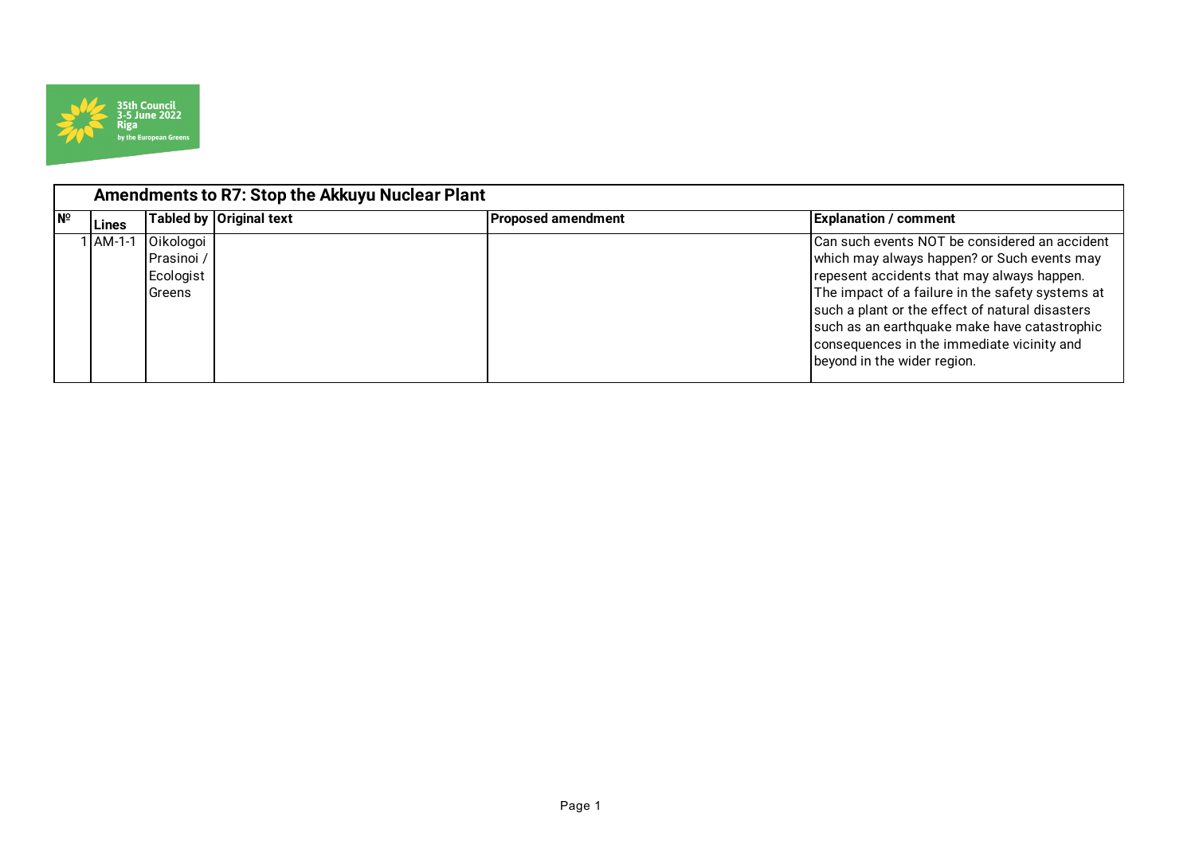## Amendments to R7: Stop the Akkuyu Nuclear Plant

| № | Lines | Tabled by | Original text | Proposed amendment | Explanation / comment |
|---|---|---|---|---|---|
| 1 | AM-1-1 | Oikologoi Prasinoi / Ecologist Greens | | | Can such events NOT be considered an accident which may always happen? or Such events may repesent accidents that may always happen. The impact of a failure in the safety systems at such a plant or the effect of natural disasters such as an earthquake make have catastrophic consequences in the immediate vicinity and beyond in the wider region. |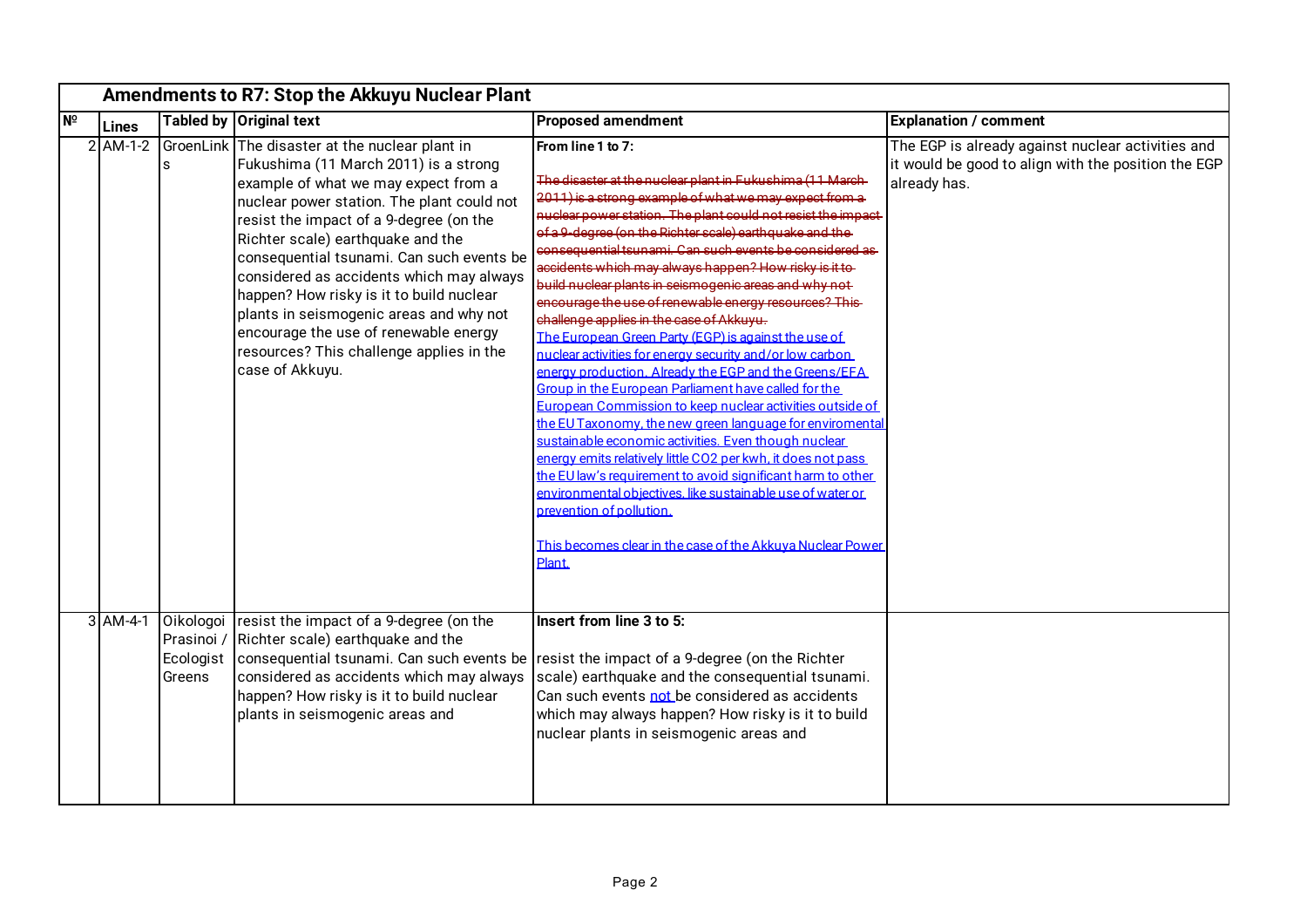| Amendments to R7: Stop the Akkuyu Nuclear Plant | | | | | |
|---|---|---|---|---|---|
| **№** | **Lines** | **Tabled by** | **Original text** | **Proposed amendment** | **Explanation / comment** |
| 2 | AM-1-2 | GroenLinks | The disaster at the nuclear plant in Fukushima (11 March 2011) is a strong example of what we may expect from a nuclear power station. The plant could not resist the impact of a 9-degree (on the Richter scale) earthquake and the consequential tsunami. Can such events be considered as accidents which may always happen? How risky is it to build nuclear plants in seismogenic areas and why not encourage the use of renewable energy resources? This challenge applies in the case of Akkuyu. | **From line 1 to 7:** ~~The disaster at the nuclear plant in Fukushima (11 March 2011) is a strong example of what we may expect from a nuclear power station. The plant could not resist the impact of a 9-degree (on the Richter scale) earthquake and the consequential tsunami. Can such events be considered as accidents which may always happen? How risky is it to build nuclear plants in seismogenic areas and why not encourage the use of renewable energy resources? This challenge applies in the case of Akkuyu.~~ The European Green Party (EGP) is against the use of nuclear activities for energy security and/or low carbon energy production. Already the EGP and the Greens/EFA Group in the European Parliament have called for the European Commission to keep nuclear activities outside of the EU Taxonomy, the new green language for enviromental sustainable economic activities. Even though nuclear energy emits relatively little CO2 per kwh, it does not pass the EU law's requirement to avoid significant harm to other environmental objectives, like sustainable use of water or prevention of pollution. <br><br> This becomes clear in the case of the Akkuya Nuclear Power Plant. | The EGP is already against nuclear activities and it would be good to align with the position the EGP already has. |
| 3 | AM-4-1 | Oikologoi Prasinoi / Ecologist Greens | resist the impact of a 9-degree (on the Richter scale) earthquake and the consequential tsunami. Can such events be considered as accidents which may always happen? How risky is it to build nuclear plants in seismogenic areas and | **Insert from line 3 to 5:** <br><br> resist the impact of a 9-degree (on the Richter scale) earthquake and the consequential tsunami. Can such events not be considered as accidents which may always happen? How risky is it to build nuclear plants in seismogenic areas and | |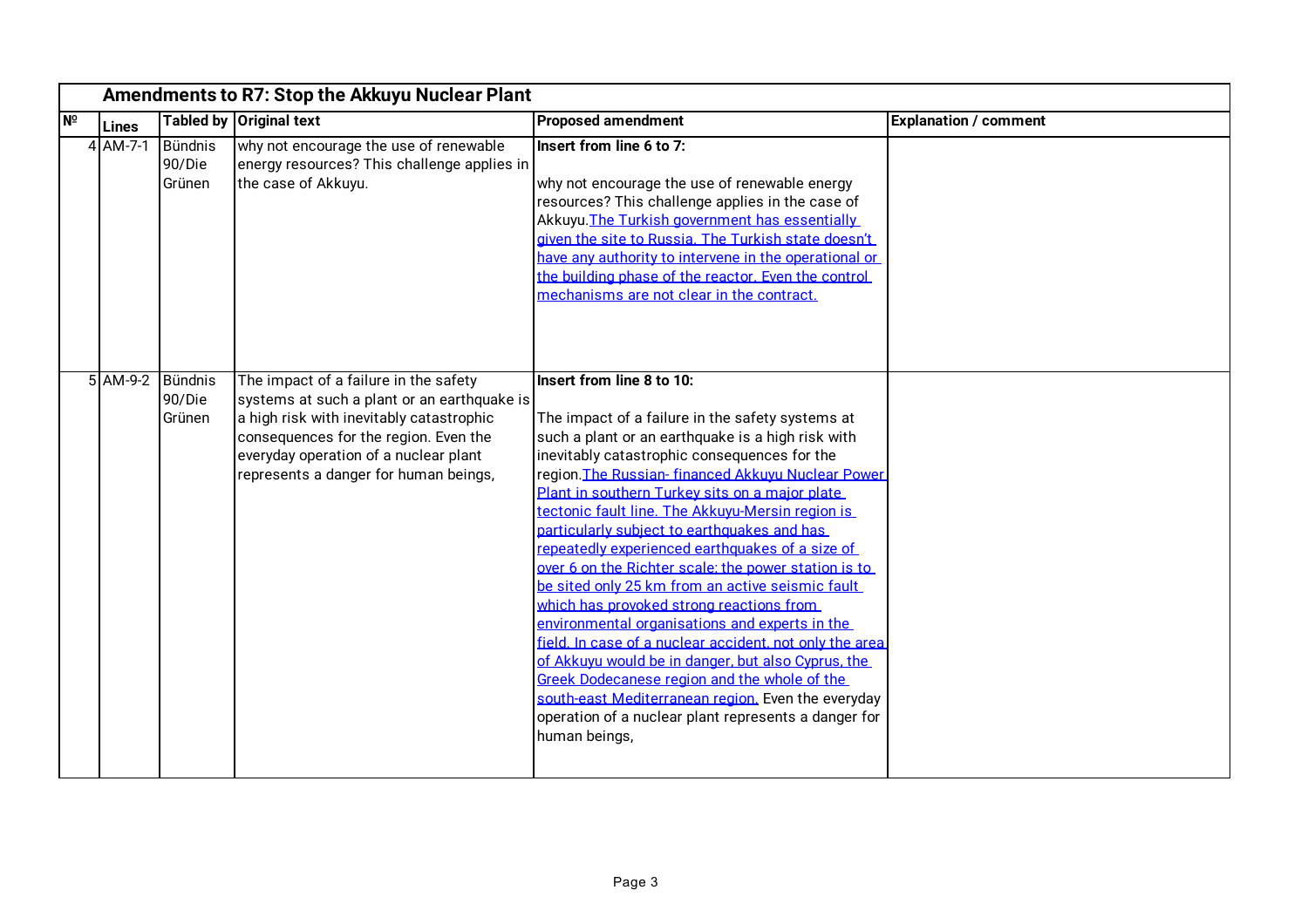| Amendments to R7: Stop the Akkuyu Nuclear Plant | | | | | |
|---|---|---|---|---|---|
| № | Lines | Tabled by | Original text | Proposed amendment | Explanation / comment |
| 4 | AM-7-1 | Bündnis 90/Die Grünen | why not encourage the use of renewable energy resources? This challenge applies in the case of Akkuyu. | **Insert from line 6 to 7:**<br><br>why not encourage the use of renewable energy resources? This challenge applies in the case of Akkuyu.<u>The Turkish government has essentially given the site to Russia. The Turkish state doesn't have any authority to intervene in the operational or the building phase of the reactor. Even the control mechanisms are not clear in the contract.</u> | |
| 5 | AM-9-2 | Bündnis 90/Die Grünen | The impact of a failure in the safety systems at such a plant or an earthquake is a high risk with inevitably catastrophic consequences for the region. Even the everyday operation of a nuclear plant represents a danger for human beings, | **Insert from line 8 to 10:**<br><br>The impact of a failure in the safety systems at such a plant or an earthquake is a high risk with inevitably catastrophic consequences for the region.<u>The Russian- financed Akkuyu Nuclear Power Plant in southern Turkey sits on a major plate tectonic fault line. The Akkuyu-Mersin region is particularly subject to earthquakes and has repeatedly experienced earthquakes of a size of over 6 on the Richter scale: the power station is to be sited only 25 km from an active seismic fault which has provoked strong reactions from environmental organisations and experts in the field. In case of a nuclear accident, not only the area of Akkuyu would be in danger, but also Cyprus, the Greek Dodecanese region and the whole of the south-east Mediterranean region.</u> Even the everyday operation of a nuclear plant represents a danger for human beings, | |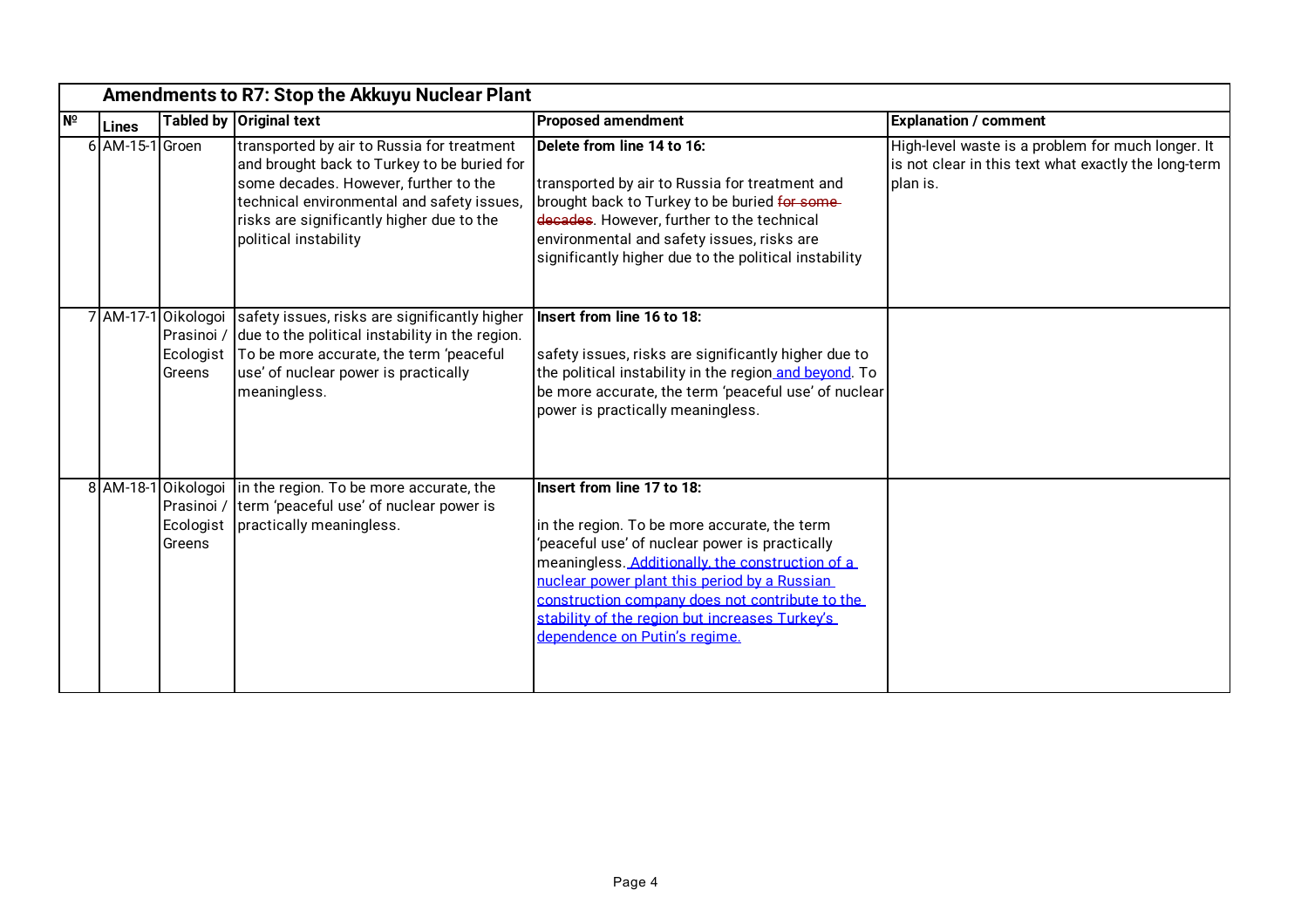| Amendments to R7: Stop the Akkuyu Nuclear Plant | | | | | |
|---|---|---|---|---|---|
| № | Lines | Tabled by | Original text | Proposed amendment | Explanation / comment |
| 6 | AM-15-1 | Groen | transported by air to Russia for treatment and brought back to Turkey to be buried for some decades. However, further to the technical environmental and safety issues, risks are significantly higher due to the political instability | **Delete from line 14 to 16:**<br><br>transported by air to Russia for treatment and brought back to Turkey to be buried ~~for some decades~~. However, further to the technical environmental and safety issues, risks are significantly higher due to the political instability | High-level waste is a problem for much longer. It is not clear in this text what exactly the long-term plan is. |
| 7 | AM-17-1 | Oikologoi Prasinoi / Ecologist Greens | safety issues, risks are significantly higher due to the political instability in the region. To be more accurate, the term 'peaceful use' of nuclear power is practically meaningless. | **Insert from line 16 to 18:**<br><br>safety issues, risks are significantly higher due to the political instability in the region <ins>and beyond</ins>. To be more accurate, the term 'peaceful use' of nuclear power is practically meaningless. | |
| 8 | AM-18-1 | Oikologoi Prasinoi / Ecologist Greens | in the region. To be more accurate, the term 'peaceful use' of nuclear power is practically meaningless. | **Insert from line 17 to 18:**<br><br>in the region. To be more accurate, the term 'peaceful use' of nuclear power is practically meaningless. <ins>Additionally, the construction of a nuclear power plant this period by a Russian construction company does not contribute to the stability of the region but increases Turkey's dependence on Putin's regime.</ins> | |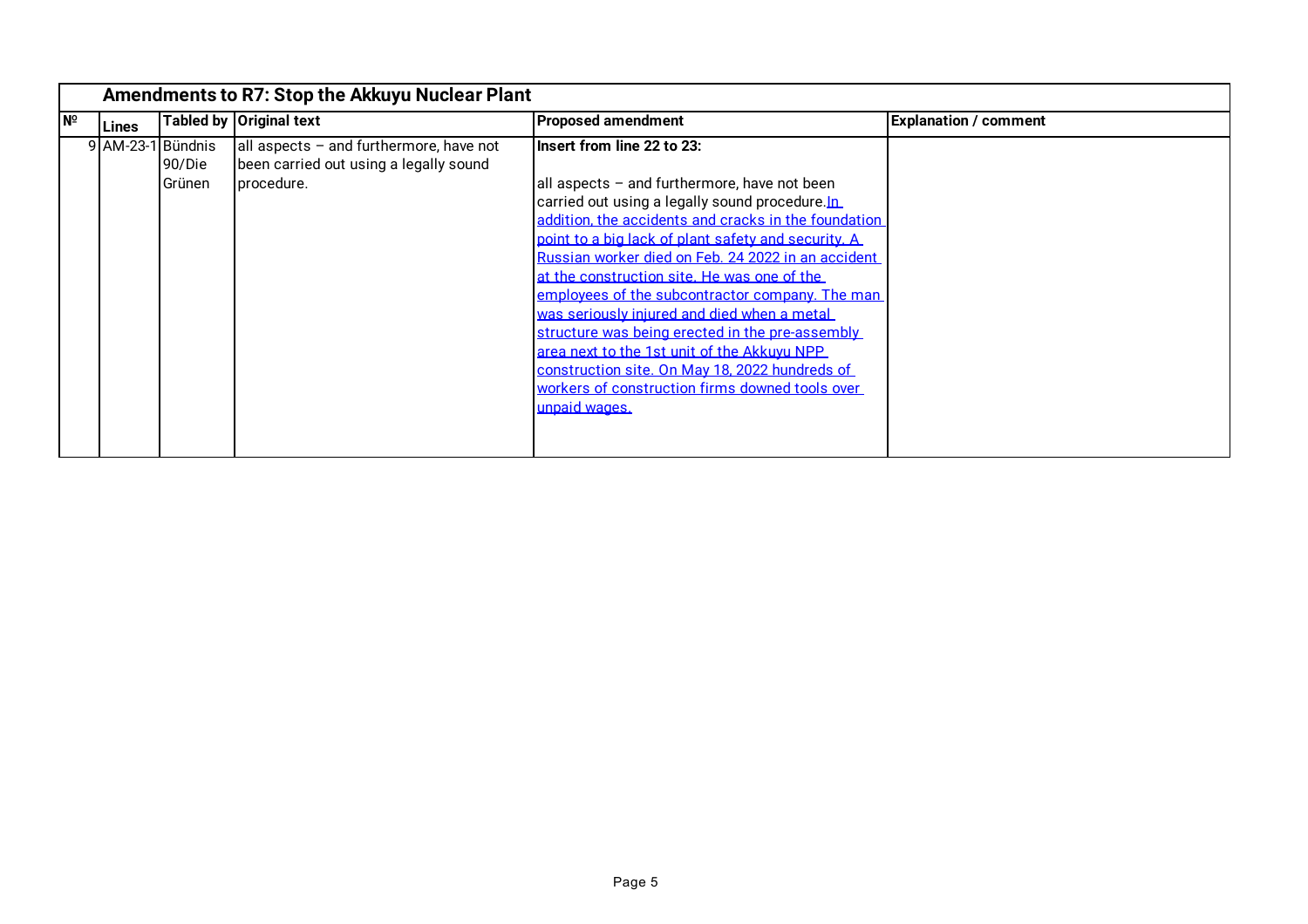| Amendments to R7: Stop the Akkuyu Nuclear Plant | | | | | |
|---|---|---|---|---|---|
| **№** | **Lines** | **Tabled by** | **Original text** | **Proposed amendment** | **Explanation / comment** |
| 9 | AM-23-1 | Bündnis 90/Die Grünen | all aspects – and furthermore, have not been carried out using a legally sound procedure. | **Insert from line 22 to 23:**<br><br>all aspects – and furthermore, have not been carried out using a legally sound procedure.<u>In addition, the accidents and cracks in the foundation point to a big lack of plant safety and security. A Russian worker died on Feb. 24 2022 in an accident at the construction site. He was one of the employees of the subcontractor company. The man was seriously injured and died when a metal structure was being erected in the pre-assembly area next to the 1st unit of the Akkuyu NPP construction site. On May 18, 2022 hundreds of workers of construction firms downed tools over unpaid wages.</u> | |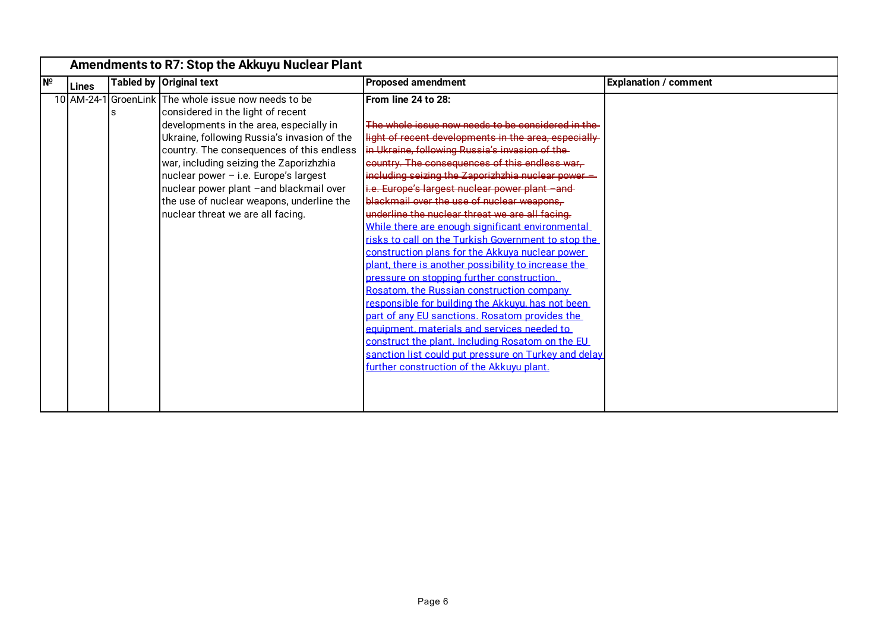| Amendments to R7: Stop the Akkuyu Nuclear Plant | | | | | |
|---|---|---|---|---|---|
| № | Lines | Tabled by | Original text | Proposed amendment | Explanation / comment |
| 10 | AM-24-1 | GroenLinks | The whole issue now needs to be considered in the light of recent developments in the area, especially in Ukraine, following Russia's invasion of the country. The consequences of this endless war, including seizing the Zaporizhzhia nuclear power – i.e. Europe's largest nuclear power plant –and blackmail over the use of nuclear weapons, underline the nuclear threat we are all facing. | **From line 24 to 28:**<br><br>~~The whole issue now needs to be considered in the light of recent developments in the area, especially in Ukraine, following Russia's invasion of the country. The consequences of this endless war, including seizing the Zaporizhzhia nuclear power – i.e. Europe's largest nuclear power plant –and blackmail over the use of nuclear weapons, underline the nuclear threat we are all facing.~~<br><u>While there are enough significant environmental risks to call on the Turkish Government to stop the construction plans for the Akkuya nuclear power plant, there is another possibility to increase the pressure on stopping further construction. Rosatom, the Russian construction company responsible for building the Akkuyu, has not been part of any EU sanctions. Rosatom provides the equipment, materials and services needed to construct the plant. Including Rosatom on the EU sanction list could put pressure on Turkey and delay further construction of the Akkuyu plant.</u> | |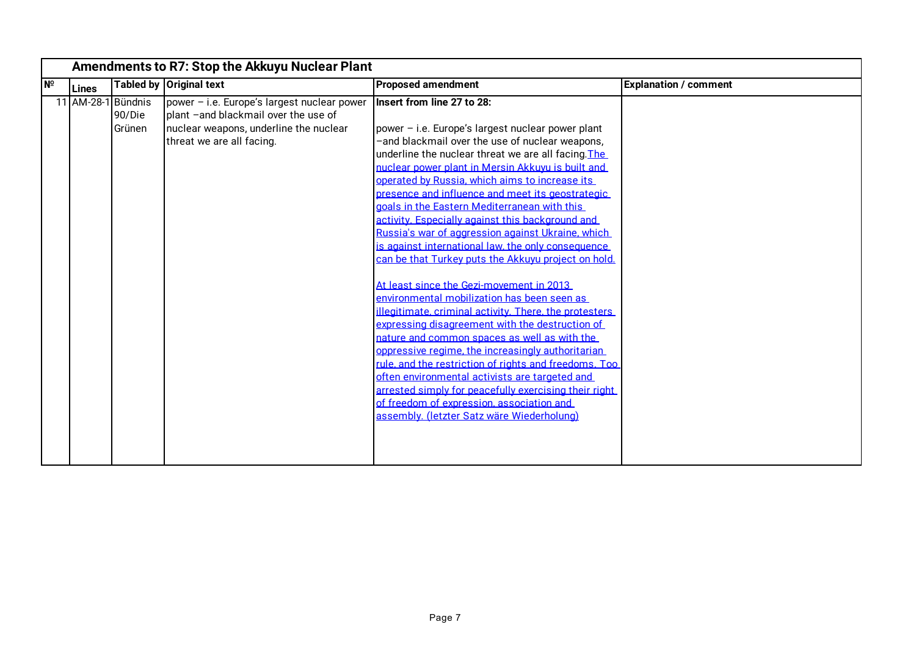| Amendments to R7: Stop the Akkuyu Nuclear Plant | | | | | |
|---|---|---|---|---|---|
| № | Lines | Tabled by | Original text | Proposed amendment | Explanation / comment |
| 11 | AM-28-1 | Bündnis 90/Die Grünen | power – i.e. Europe's largest nuclear power plant –and blackmail over the use of nuclear weapons, underline the nuclear threat we are all facing. | **Insert from line 27 to 28:**<br><br>power – i.e. Europe's largest nuclear power plant –and blackmail over the use of nuclear weapons, underline the nuclear threat we are all facing. The nuclear power plant in Mersin Akkuyu is built and operated by Russia, which aims to increase its presence and influence and meet its geostrategic goals in the Eastern Mediterranean with this activity. Especially against this background and Russia's war of aggression against Ukraine, which is against international law, the only consequence can be that Turkey puts the Akkuyu project on hold.<br><br>At least since the Gezi-movement in 2013 environmental mobilization has been seen as illegitimate, criminal activity. There, the protesters expressing disagreement with the destruction of nature and common spaces as well as with the oppressive regime, the increasingly authoritarian rule, and the restriction of rights and freedoms. Too often environmental activists are targeted and arrested simply for peacefully exercising their right of freedom of expression, association and assembly. (letzter Satz wäre Wiederholung) | |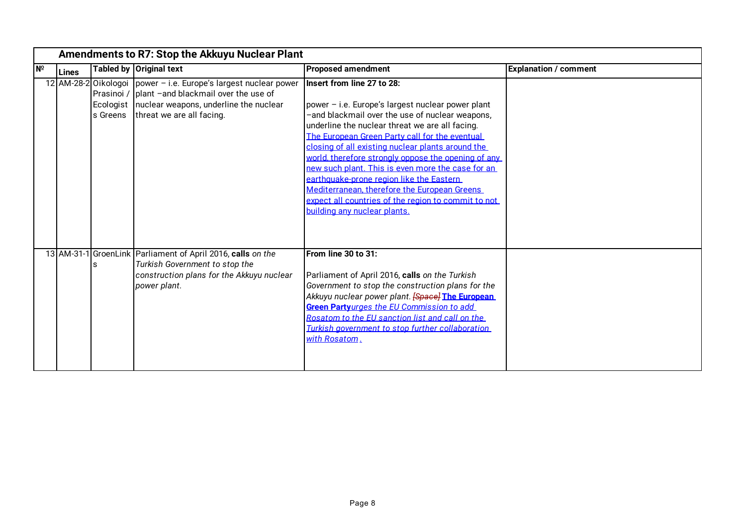| Amendments to R7: Stop the Akkuyu Nuclear Plant | | | | | |
|---|---|---|---|---|---|
| № | Lines | Tabled by | Original text | Proposed amendment | Explanation / comment |
| 12 | AM-28-2 | Oikologoi Prasinoi / Ecologists Greens | power – i.e. Europe's largest nuclear power plant –and blackmail over the use of nuclear weapons, underline the nuclear threat we are all facing. | **Insert from line 27 to 28:**<br><br>power – i.e. Europe's largest nuclear power plant –and blackmail over the use of nuclear weapons, underline the nuclear threat we are all facing. The European Green Party call for the eventual closing of all existing nuclear plants around the world, therefore strongly oppose the opening of any new such plant. This is even more the case for an earthquake-prone region like the Eastern Mediterranean, therefore the European Greens expect all countries of the region to commit to not building any nuclear plants. | |
| 13 | AM-31-1 | GroenLinks | Parliament of April 2016, **calls** *on the Turkish Government to stop the construction plans for the Akkuyu nuclear power plant.* | **From line 30 to 31:**<br><br>Parliament of April 2016, **calls** *on the Turkish Government to stop the construction plans for the Akkuyu nuclear power plant.* ~~*[Space]*~~ **The European Green Party** *urges the EU Commission to add Rosatom to the EU sanction list and call on the Turkish government to stop further collaboration with Rosatom* . | |